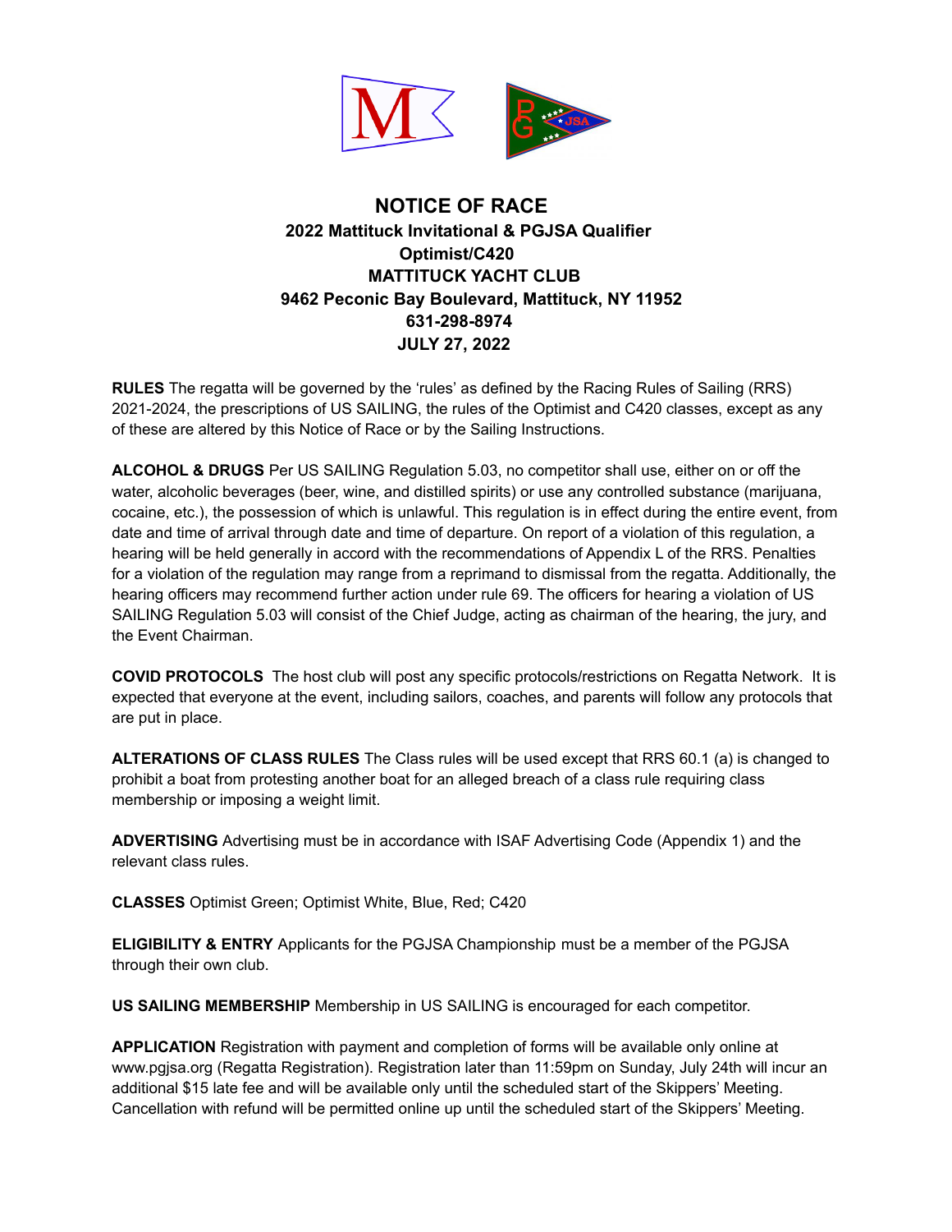# NOTICE OF RACE

**2022 Mattituck Invitational & PGJSA Qualifier**
**Optimist/C420**
**MATTITUCK YACHT CLUB**
**9462 Peconic Bay Boulevard, Mattituck, NY 11952**
**631-298-8974**
**JULY 27, 2022**

**RULES** The regatta will be governed by the 'rules' as defined by the Racing Rules of Sailing (RRS) 2021-2024, the prescriptions of US SAILING, the rules of the Optimist and C420 classes, except as any of these are altered by this Notice of Race or by the Sailing Instructions.

**ALCOHOL & DRUGS** Per US SAILING Regulation 5.03, no competitor shall use, either on or off the water, alcoholic beverages (beer, wine, and distilled spirits) or use any controlled substance (marijuana, cocaine, etc.), the possession of which is unlawful. This regulation is in effect during the entire event, from date and time of arrival through date and time of departure. On report of a violation of this regulation, a hearing will be held generally in accord with the recommendations of Appendix L of the RRS. Penalties for a violation of the regulation may range from a reprimand to dismissal from the regatta. Additionally, the hearing officers may recommend further action under rule 69. The officers for hearing a violation of US SAILING Regulation 5.03 will consist of the Chief Judge, acting as chairman of the hearing, the jury, and the Event Chairman.

**COVID PROTOCOLS** The host club will post any specific protocols/restrictions on Regatta Network. It is expected that everyone at the event, including sailors, coaches, and parents will follow any protocols that are put in place.

**ALTERATIONS OF CLASS RULES** The Class rules will be used except that RRS 60.1 (a) is changed to prohibit a boat from protesting another boat for an alleged breach of a class rule requiring class membership or imposing a weight limit.

**ADVERTISING** Advertising must be in accordance with ISAF Advertising Code (Appendix 1) and the relevant class rules.

**CLASSES** Optimist Green; Optimist White, Blue, Red; C420

**ELIGIBILITY & ENTRY** Applicants for the PGJSA Championship must be a member of the PGJSA through their own club.

**US SAILING MEMBERSHIP** Membership in US SAILING is encouraged for each competitor.

**APPLICATION** Registration with payment and completion of forms will be available only online at www.pgjsa.org (Regatta Registration). Registration later than 11:59pm on Sunday, July 24th will incur an additional $15 late fee and will be available only until the scheduled start of the Skippers' Meeting. Cancellation with refund will be permitted online up until the scheduled start of the Skippers' Meeting.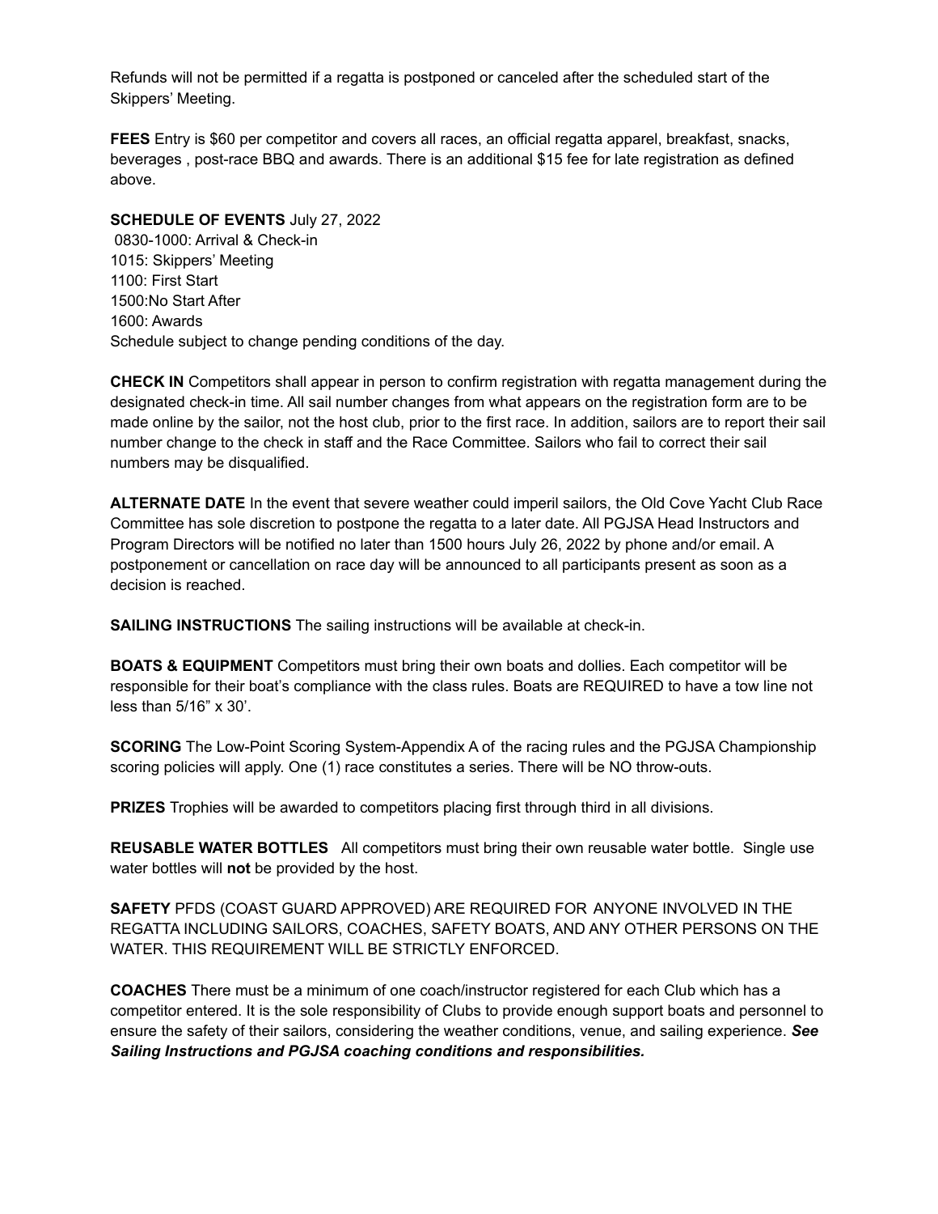Refunds will not be permitted if a regatta is postponed or canceled after the scheduled start of the Skippers' Meeting.

**FEES** Entry is $60 per competitor and covers all races, an official regatta apparel, breakfast, snacks, beverages , post-race BBQ and awards. There is an additional $15 fee for late registration as defined above.

**SCHEDULE OF EVENTS** July 27, 2022
0830-1000: Arrival & Check-in
1015: Skippers' Meeting
1100: First Start
1500:No Start After
1600: Awards
Schedule subject to change pending conditions of the day.

**CHECK IN** Competitors shall appear in person to confirm registration with regatta management during the designated check-in time. All sail number changes from what appears on the registration form are to be made online by the sailor, not the host club, prior to the first race. In addition, sailors are to report their sail number change to the check in staff and the Race Committee. Sailors who fail to correct their sail numbers may be disqualified.

**ALTERNATE DATE** In the event that severe weather could imperil sailors, the Old Cove Yacht Club Race Committee has sole discretion to postpone the regatta to a later date. All PGJSA Head Instructors and Program Directors will be notified no later than 1500 hours July 26, 2022 by phone and/or email. A postponement or cancellation on race day will be announced to all participants present as soon as a decision is reached.

**SAILING INSTRUCTIONS** The sailing instructions will be available at check-in.

**BOATS & EQUIPMENT** Competitors must bring their own boats and dollies. Each competitor will be responsible for their boat's compliance with the class rules. Boats are REQUIRED to have a tow line not less than 5/16" x 30'.

**SCORING** The Low-Point Scoring System-Appendix A of the racing rules and the PGJSA Championship scoring policies will apply. One (1) race constitutes a series. There will be NO throw-outs.

**PRIZES** Trophies will be awarded to competitors placing first through third in all divisions.

**REUSABLE WATER BOTTLES** All competitors must bring their own reusable water bottle. Single use water bottles will **not** be provided by the host.

**SAFETY** PFDS (COAST GUARD APPROVED) ARE REQUIRED FOR ANYONE INVOLVED IN THE REGATTA INCLUDING SAILORS, COACHES, SAFETY BOATS, AND ANY OTHER PERSONS ON THE WATER. THIS REQUIREMENT WILL BE STRICTLY ENFORCED.

**COACHES** There must be a minimum of one coach/instructor registered for each Club which has a competitor entered. It is the sole responsibility of Clubs to provide enough support boats and personnel to ensure the safety of their sailors, considering the weather conditions, venue, and sailing experience. ***See Sailing Instructions and PGJSA coaching conditions and responsibilities.***